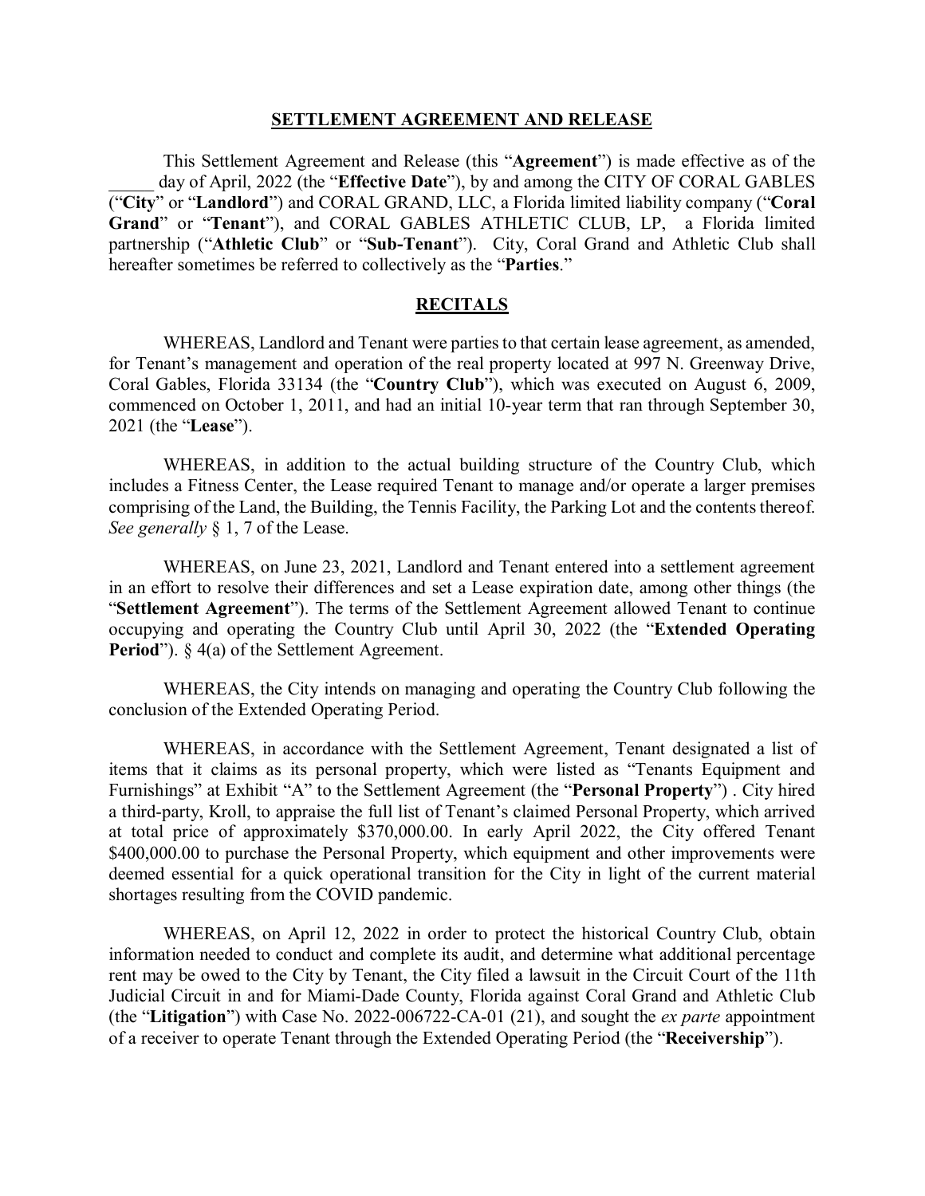## SETTLEMENT AGREEMENT AND RELEASE

This Settlement Agreement and Release (this "**Agreement**") is made effective as of the _____ day of April, 2022 (the "**Effective Date**"), by and among the CITY OF CORAL GABLES ("**City**" or "**Landlord**") and CORAL GRAND, LLC, a Florida limited liability company ("**Coral Grand**" or "**Tenant**"), and CORAL GABLES ATHLETIC CLUB, LP, a Florida limited partnership ("**Athletic Club**" or "**Sub-Tenant**"). City, Coral Grand and Athletic Club shall hereafter sometimes be referred to collectively as the "**Parties**."

## RECITALS

WHEREAS, Landlord and Tenant were parties to that certain lease agreement, as amended, for Tenant's management and operation of the real property located at 997 N. Greenway Drive, Coral Gables, Florida 33134 (the "**Country Club**"), which was executed on August 6, 2009, commenced on October 1, 2011, and had an initial 10-year term that ran through September 30, 2021 (the "**Lease**").

WHEREAS, in addition to the actual building structure of the Country Club, which includes a Fitness Center, the Lease required Tenant to manage and/or operate a larger premises comprising of the Land, the Building, the Tennis Facility, the Parking Lot and the contents thereof. *See generally* § 1, 7 of the Lease.

WHEREAS, on June 23, 2021, Landlord and Tenant entered into a settlement agreement in an effort to resolve their differences and set a Lease expiration date, among other things (the "**Settlement Agreement**"). The terms of the Settlement Agreement allowed Tenant to continue occupying and operating the Country Club until April 30, 2022 (the "**Extended Operating Period**"). § 4(a) of the Settlement Agreement.

WHEREAS, the City intends on managing and operating the Country Club following the conclusion of the Extended Operating Period.

WHEREAS, in accordance with the Settlement Agreement, Tenant designated a list of items that it claims as its personal property, which were listed as "Tenants Equipment and Furnishings" at Exhibit "A" to the Settlement Agreement (the "**Personal Property**") . City hired a third-party, Kroll, to appraise the full list of Tenant's claimed Personal Property, which arrived at total price of approximately $370,000.00. In early April 2022, the City offered Tenant $400,000.00 to purchase the Personal Property, which equipment and other improvements were deemed essential for a quick operational transition for the City in light of the current material shortages resulting from the COVID pandemic.

WHEREAS, on April 12, 2022 in order to protect the historical Country Club, obtain information needed to conduct and complete its audit, and determine what additional percentage rent may be owed to the City by Tenant, the City filed a lawsuit in the Circuit Court of the 11th Judicial Circuit in and for Miami-Dade County, Florida against Coral Grand and Athletic Club (the "**Litigation**") with Case No. 2022-006722-CA-01 (21), and sought the *ex parte* appointment of a receiver to operate Tenant through the Extended Operating Period (the "**Receivership**").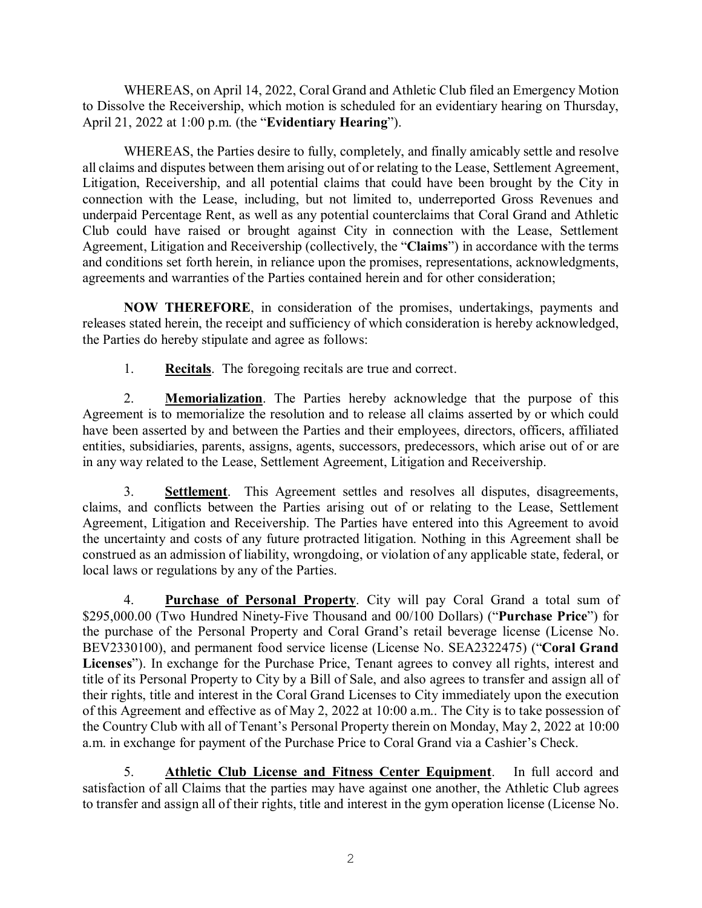WHEREAS, on April 14, 2022, Coral Grand and Athletic Club filed an Emergency Motion to Dissolve the Receivership, which motion is scheduled for an evidentiary hearing on Thursday, April 21, 2022 at 1:00 p.m. (the "**Evidentiary Hearing**").

WHEREAS, the Parties desire to fully, completely, and finally amicably settle and resolve all claims and disputes between them arising out of or relating to the Lease, Settlement Agreement, Litigation, Receivership, and all potential claims that could have been brought by the City in connection with the Lease, including, but not limited to, underreported Gross Revenues and underpaid Percentage Rent, as well as any potential counterclaims that Coral Grand and Athletic Club could have raised or brought against City in connection with the Lease, Settlement Agreement, Litigation and Receivership (collectively, the "**Claims**") in accordance with the terms and conditions set forth herein, in reliance upon the promises, representations, acknowledgments, agreements and warranties of the Parties contained herein and for other consideration;

**NOW THEREFORE**, in consideration of the promises, undertakings, payments and releases stated herein, the receipt and sufficiency of which consideration is hereby acknowledged, the Parties do hereby stipulate and agree as follows:

1. **Recitals**. The foregoing recitals are true and correct.

2. **Memorialization**. The Parties hereby acknowledge that the purpose of this Agreement is to memorialize the resolution and to release all claims asserted by or which could have been asserted by and between the Parties and their employees, directors, officers, affiliated entities, subsidiaries, parents, assigns, agents, successors, predecessors, which arise out of or are in any way related to the Lease, Settlement Agreement, Litigation and Receivership.

3. **Settlement**. This Agreement settles and resolves all disputes, disagreements, claims, and conflicts between the Parties arising out of or relating to the Lease, Settlement Agreement, Litigation and Receivership. The Parties have entered into this Agreement to avoid the uncertainty and costs of any future protracted litigation. Nothing in this Agreement shall be construed as an admission of liability, wrongdoing, or violation of any applicable state, federal, or local laws or regulations by any of the Parties.

4. **Purchase of Personal Property**. City will pay Coral Grand a total sum of $295,000.00 (Two Hundred Ninety-Five Thousand and 00/100 Dollars) ("**Purchase Price**") for the purchase of the Personal Property and Coral Grand's retail beverage license (License No. BEV2330100), and permanent food service license (License No. SEA2322475) ("**Coral Grand Licenses**"). In exchange for the Purchase Price, Tenant agrees to convey all rights, interest and title of its Personal Property to City by a Bill of Sale, and also agrees to transfer and assign all of their rights, title and interest in the Coral Grand Licenses to City immediately upon the execution of this Agreement and effective as of May 2, 2022 at 10:00 a.m.. The City is to take possession of the Country Club with all of Tenant's Personal Property therein on Monday, May 2, 2022 at 10:00 a.m. in exchange for payment of the Purchase Price to Coral Grand via a Cashier's Check.

5. **Athletic Club License and Fitness Center Equipment**. In full accord and satisfaction of all Claims that the parties may have against one another, the Athletic Club agrees to transfer and assign all of their rights, title and interest in the gym operation license (License No.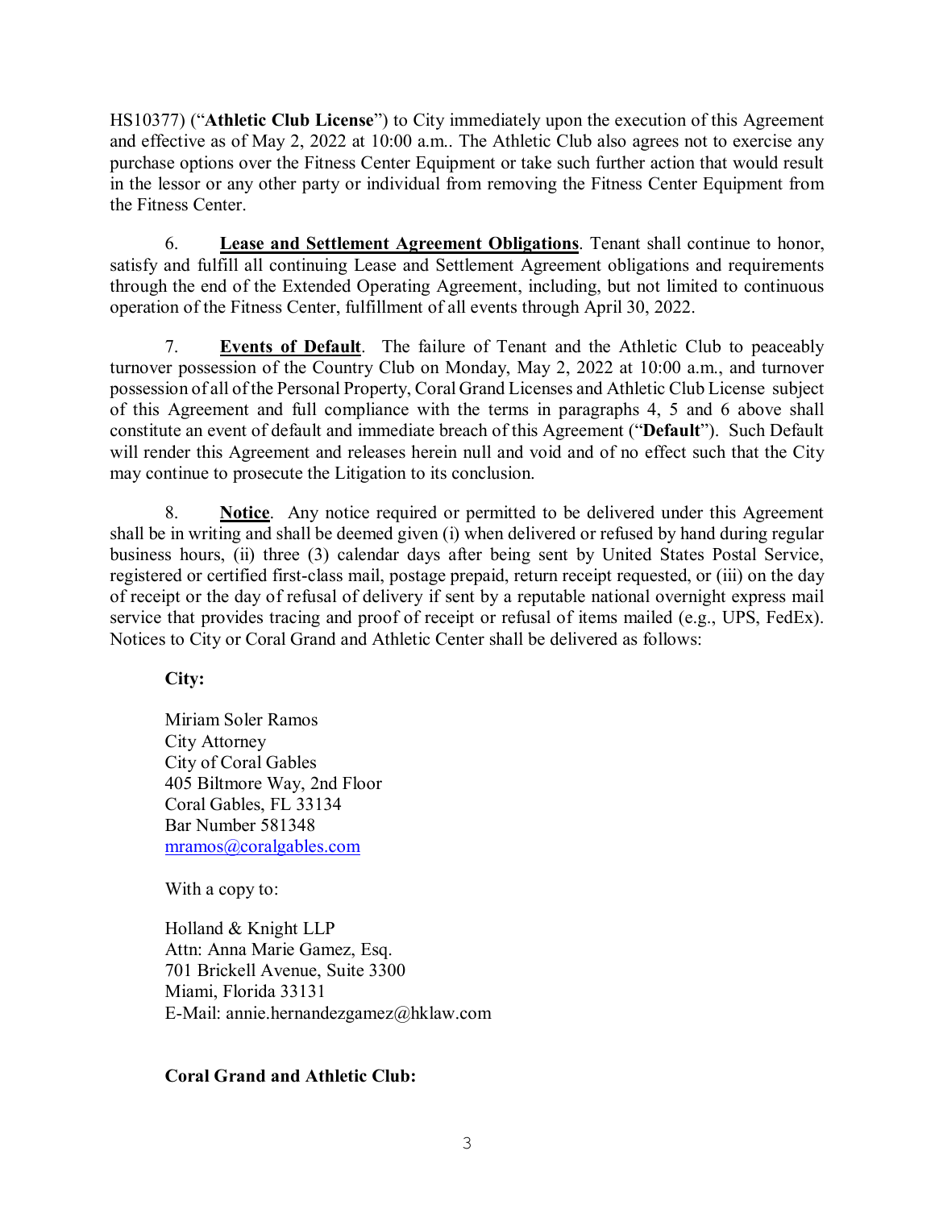HS10377) ("**Athletic Club License**") to City immediately upon the execution of this Agreement and effective as of May 2, 2022 at 10:00 a.m.. The Athletic Club also agrees not to exercise any purchase options over the Fitness Center Equipment or take such further action that would result in the lessor or any other party or individual from removing the Fitness Center Equipment from the Fitness Center.

6. **Lease and Settlement Agreement Obligations**. Tenant shall continue to honor, satisfy and fulfill all continuing Lease and Settlement Agreement obligations and requirements through the end of the Extended Operating Agreement, including, but not limited to continuous operation of the Fitness Center, fulfillment of all events through April 30, 2022.

7. **Events of Default**. The failure of Tenant and the Athletic Club to peaceably turnover possession of the Country Club on Monday, May 2, 2022 at 10:00 a.m., and turnover possession of all of the Personal Property, Coral Grand Licenses and Athletic Club License subject of this Agreement and full compliance with the terms in paragraphs 4, 5 and 6 above shall constitute an event of default and immediate breach of this Agreement ("**Default**"). Such Default will render this Agreement and releases herein null and void and of no effect such that the City may continue to prosecute the Litigation to its conclusion.

8. **Notice**. Any notice required or permitted to be delivered under this Agreement shall be in writing and shall be deemed given (i) when delivered or refused by hand during regular business hours, (ii) three (3) calendar days after being sent by United States Postal Service, registered or certified first-class mail, postage prepaid, return receipt requested, or (iii) on the day of receipt or the day of refusal of delivery if sent by a reputable national overnight express mail service that provides tracing and proof of receipt or refusal of items mailed (e.g., UPS, FedEx). Notices to City or Coral Grand and Athletic Center shall be delivered as follows:

**City:**

Miriam Soler Ramos
City Attorney
City of Coral Gables
405 Biltmore Way, 2nd Floor
Coral Gables, FL 33134
Bar Number 581348
mramos@coralgables.com

With a copy to:

Holland & Knight LLP
Attn: Anna Marie Gamez, Esq.
701 Brickell Avenue, Suite 3300
Miami, Florida 33131
E-Mail: annie.hernandezgamez@hklaw.com

**Coral Grand and Athletic Club:**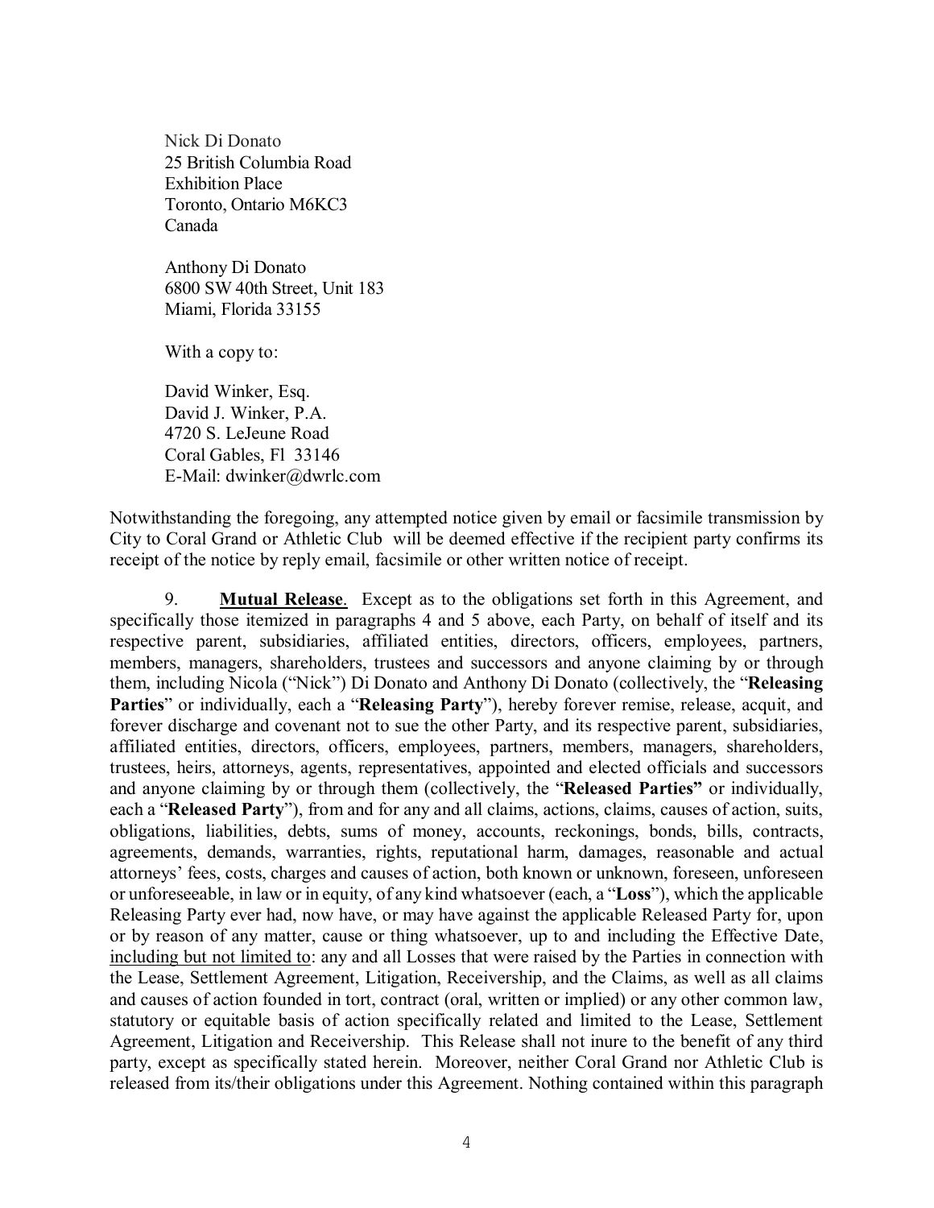Nick Di Donato
25 British Columbia Road
Exhibition Place
Toronto, Ontario M6KC3
Canada

Anthony Di Donato
6800 SW 40th Street, Unit 183
Miami, Florida 33155

With a copy to:

David Winker, Esq.
David J. Winker, P.A.
4720 S. LeJeune Road
Coral Gables, Fl 33146
E-Mail: dwinker@dwrlc.com

Notwithstanding the foregoing, any attempted notice given by email or facsimile transmission by City to Coral Grand or Athletic Club will be deemed effective if the recipient party confirms its receipt of the notice by reply email, facsimile or other written notice of receipt.

9. **Mutual Release**. Except as to the obligations set forth in this Agreement, and specifically those itemized in paragraphs 4 and 5 above, each Party, on behalf of itself and its respective parent, subsidiaries, affiliated entities, directors, officers, employees, partners, members, managers, shareholders, trustees and successors and anyone claiming by or through them, including Nicola ("Nick") Di Donato and Anthony Di Donato (collectively, the "**Releasing Parties**" or individually, each a "**Releasing Party**"), hereby forever remise, release, acquit, and forever discharge and covenant not to sue the other Party, and its respective parent, subsidiaries, affiliated entities, directors, officers, employees, partners, members, managers, shareholders, trustees, heirs, attorneys, agents, representatives, appointed and elected officials and successors and anyone claiming by or through them (collectively, the "**Released Parties"** or individually, each a "**Released Party**"), from and for any and all claims, actions, claims, causes of action, suits, obligations, liabilities, debts, sums of money, accounts, reckonings, bonds, bills, contracts, agreements, demands, warranties, rights, reputational harm, damages, reasonable and actual attorneys' fees, costs, charges and causes of action, both known or unknown, foreseen, unforeseen or unforeseeable, in law or in equity, of any kind whatsoever (each, a "**Loss**"), which the applicable Releasing Party ever had, now have, or may have against the applicable Released Party for, upon or by reason of any matter, cause or thing whatsoever, up to and including the Effective Date, including but not limited to: any and all Losses that were raised by the Parties in connection with the Lease, Settlement Agreement, Litigation, Receivership, and the Claims, as well as all claims and causes of action founded in tort, contract (oral, written or implied) or any other common law, statutory or equitable basis of action specifically related and limited to the Lease, Settlement Agreement, Litigation and Receivership. This Release shall not inure to the benefit of any third party, except as specifically stated herein. Moreover, neither Coral Grand nor Athletic Club is released from its/their obligations under this Agreement. Nothing contained within this paragraph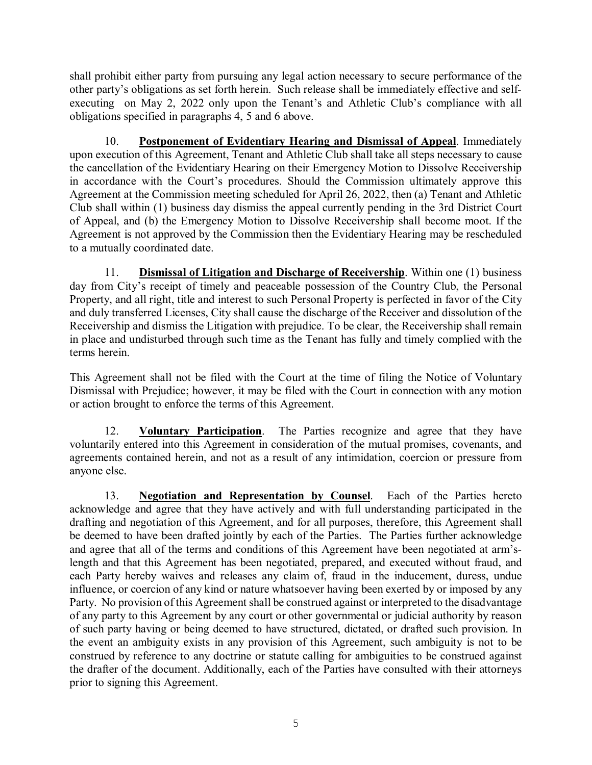shall prohibit either party from pursuing any legal action necessary to secure performance of the other party's obligations as set forth herein. Such release shall be immediately effective and self-executing on May 2, 2022 only upon the Tenant's and Athletic Club's compliance with all obligations specified in paragraphs 4, 5 and 6 above.

10. **Postponement of Evidentiary Hearing and Dismissal of Appeal**. Immediately upon execution of this Agreement, Tenant and Athletic Club shall take all steps necessary to cause the cancellation of the Evidentiary Hearing on their Emergency Motion to Dissolve Receivership in accordance with the Court's procedures. Should the Commission ultimately approve this Agreement at the Commission meeting scheduled for April 26, 2022, then (a) Tenant and Athletic Club shall within (1) business day dismiss the appeal currently pending in the 3rd District Court of Appeal, and (b) the Emergency Motion to Dissolve Receivership shall become moot. If the Agreement is not approved by the Commission then the Evidentiary Hearing may be rescheduled to a mutually coordinated date.

11. **Dismissal of Litigation and Discharge of Receivership**. Within one (1) business day from City's receipt of timely and peaceable possession of the Country Club, the Personal Property, and all right, title and interest to such Personal Property is perfected in favor of the City and duly transferred Licenses, City shall cause the discharge of the Receiver and dissolution of the Receivership and dismiss the Litigation with prejudice. To be clear, the Receivership shall remain in place and undisturbed through such time as the Tenant has fully and timely complied with the terms herein.

This Agreement shall not be filed with the Court at the time of filing the Notice of Voluntary Dismissal with Prejudice; however, it may be filed with the Court in connection with any motion or action brought to enforce the terms of this Agreement.

12. **Voluntary Participation**. The Parties recognize and agree that they have voluntarily entered into this Agreement in consideration of the mutual promises, covenants, and agreements contained herein, and not as a result of any intimidation, coercion or pressure from anyone else.

13. **Negotiation and Representation by Counsel**. Each of the Parties hereto acknowledge and agree that they have actively and with full understanding participated in the drafting and negotiation of this Agreement, and for all purposes, therefore, this Agreement shall be deemed to have been drafted jointly by each of the Parties. The Parties further acknowledge and agree that all of the terms and conditions of this Agreement have been negotiated at arm's-length and that this Agreement has been negotiated, prepared, and executed without fraud, and each Party hereby waives and releases any claim of, fraud in the inducement, duress, undue influence, or coercion of any kind or nature whatsoever having been exerted by or imposed by any Party. No provision of this Agreement shall be construed against or interpreted to the disadvantage of any party to this Agreement by any court or other governmental or judicial authority by reason of such party having or being deemed to have structured, dictated, or drafted such provision. In the event an ambiguity exists in any provision of this Agreement, such ambiguity is not to be construed by reference to any doctrine or statute calling for ambiguities to be construed against the drafter of the document. Additionally, each of the Parties have consulted with their attorneys prior to signing this Agreement.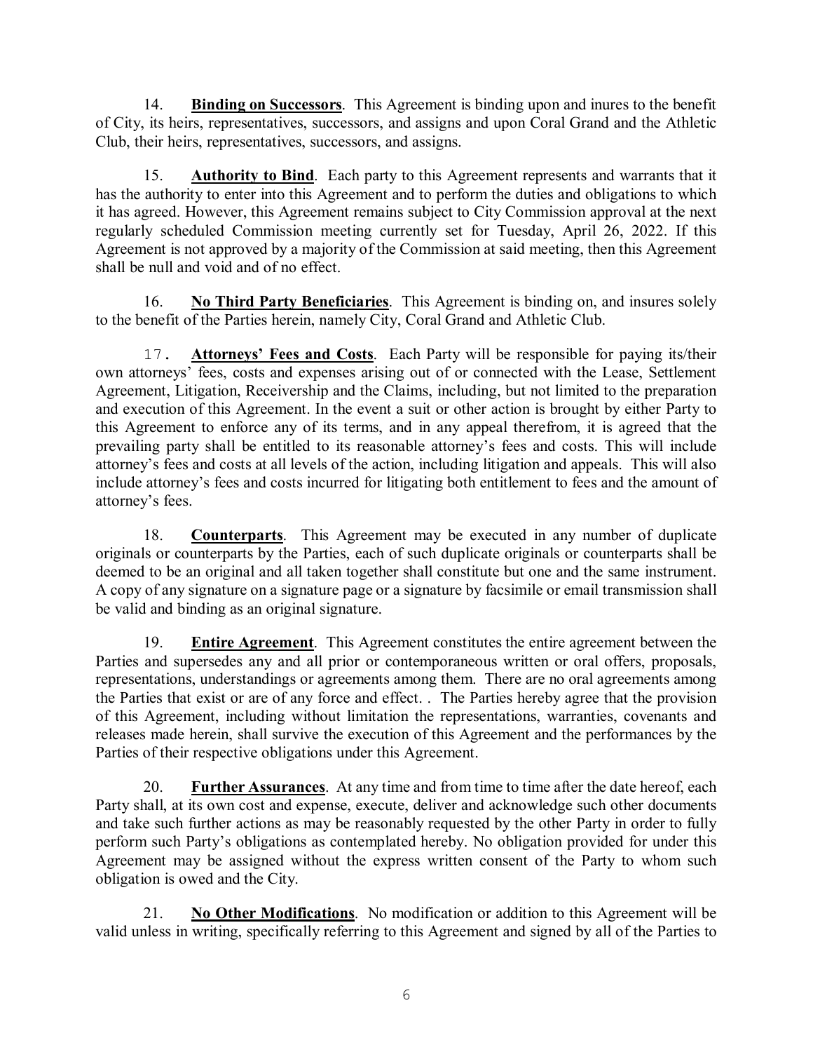14. **Binding on Successors**. This Agreement is binding upon and inures to the benefit of City, its heirs, representatives, successors, and assigns and upon Coral Grand and the Athletic Club, their heirs, representatives, successors, and assigns.

15. **Authority to Bind**. Each party to this Agreement represents and warrants that it has the authority to enter into this Agreement and to perform the duties and obligations to which it has agreed. However, this Agreement remains subject to City Commission approval at the next regularly scheduled Commission meeting currently set for Tuesday, April 26, 2022. If this Agreement is not approved by a majority of the Commission at said meeting, then this Agreement shall be null and void and of no effect.

16. **No Third Party Beneficiaries**. This Agreement is binding on, and insures solely to the benefit of the Parties herein, namely City, Coral Grand and Athletic Club.

17. **Attorneys' Fees and Costs**. Each Party will be responsible for paying its/their own attorneys' fees, costs and expenses arising out of or connected with the Lease, Settlement Agreement, Litigation, Receivership and the Claims, including, but not limited to the preparation and execution of this Agreement. In the event a suit or other action is brought by either Party to this Agreement to enforce any of its terms, and in any appeal therefrom, it is agreed that the prevailing party shall be entitled to its reasonable attorney's fees and costs. This will include attorney's fees and costs at all levels of the action, including litigation and appeals. This will also include attorney's fees and costs incurred for litigating both entitlement to fees and the amount of attorney's fees.

18. **Counterparts**. This Agreement may be executed in any number of duplicate originals or counterparts by the Parties, each of such duplicate originals or counterparts shall be deemed to be an original and all taken together shall constitute but one and the same instrument. A copy of any signature on a signature page or a signature by facsimile or email transmission shall be valid and binding as an original signature.

19. **Entire Agreement**. This Agreement constitutes the entire agreement between the Parties and supersedes any and all prior or contemporaneous written or oral offers, proposals, representations, understandings or agreements among them. There are no oral agreements among the Parties that exist or are of any force and effect. . The Parties hereby agree that the provision of this Agreement, including without limitation the representations, warranties, covenants and releases made herein, shall survive the execution of this Agreement and the performances by the Parties of their respective obligations under this Agreement.

20. **Further Assurances**. At any time and from time to time after the date hereof, each Party shall, at its own cost and expense, execute, deliver and acknowledge such other documents and take such further actions as may be reasonably requested by the other Party in order to fully perform such Party's obligations as contemplated hereby. No obligation provided for under this Agreement may be assigned without the express written consent of the Party to whom such obligation is owed and the City.

21. **No Other Modifications**. No modification or addition to this Agreement will be valid unless in writing, specifically referring to this Agreement and signed by all of the Parties to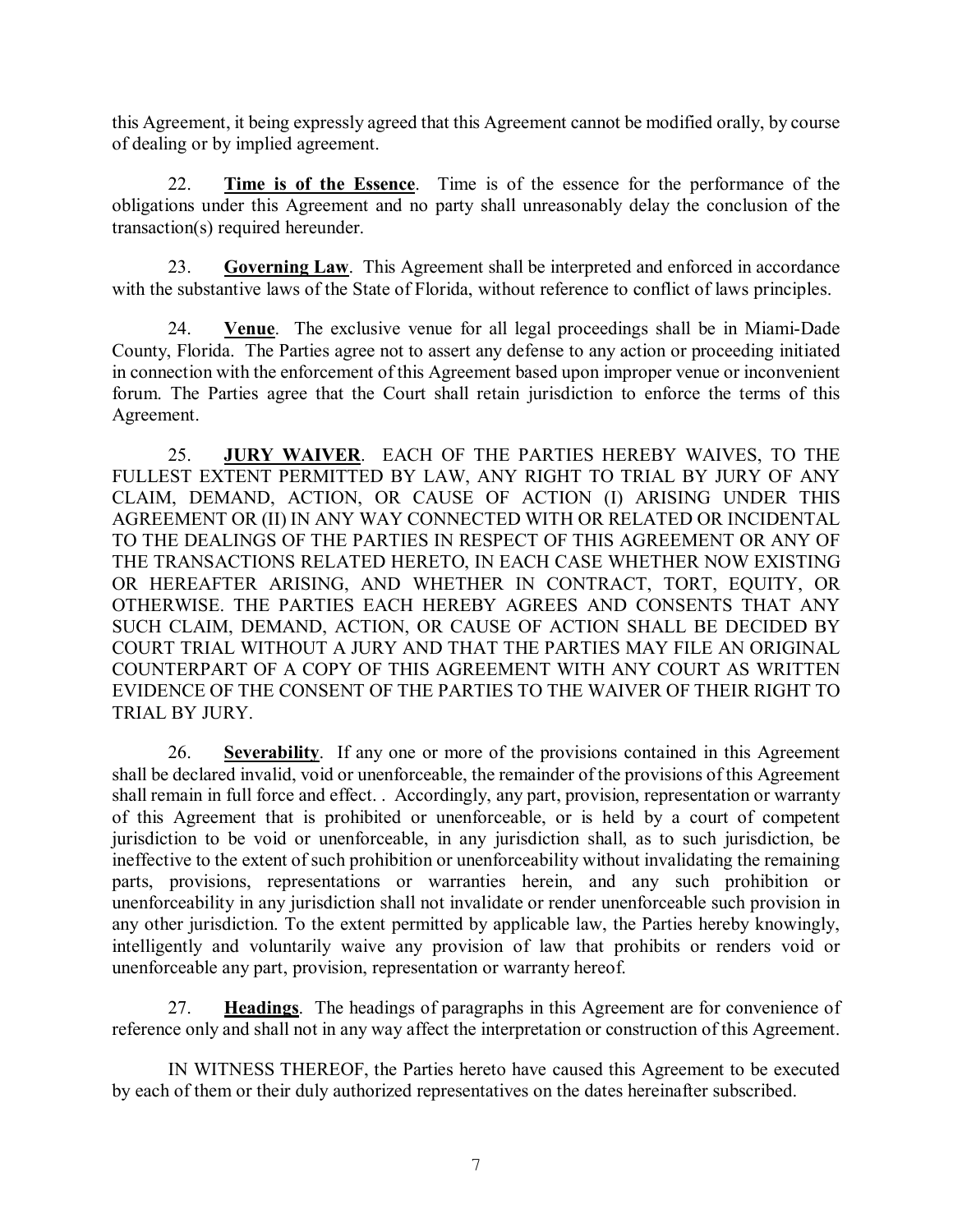this Agreement, it being expressly agreed that this Agreement cannot be modified orally, by course of dealing or by implied agreement.

22. **Time is of the Essence**. Time is of the essence for the performance of the obligations under this Agreement and no party shall unreasonably delay the conclusion of the transaction(s) required hereunder.

23. **Governing Law**. This Agreement shall be interpreted and enforced in accordance with the substantive laws of the State of Florida, without reference to conflict of laws principles.

24. **Venue**. The exclusive venue for all legal proceedings shall be in Miami-Dade County, Florida. The Parties agree not to assert any defense to any action or proceeding initiated in connection with the enforcement of this Agreement based upon improper venue or inconvenient forum. The Parties agree that the Court shall retain jurisdiction to enforce the terms of this Agreement.

25. **JURY WAIVER**. EACH OF THE PARTIES HEREBY WAIVES, TO THE FULLEST EXTENT PERMITTED BY LAW, ANY RIGHT TO TRIAL BY JURY OF ANY CLAIM, DEMAND, ACTION, OR CAUSE OF ACTION (I) ARISING UNDER THIS AGREEMENT OR (II) IN ANY WAY CONNECTED WITH OR RELATED OR INCIDENTAL TO THE DEALINGS OF THE PARTIES IN RESPECT OF THIS AGREEMENT OR ANY OF THE TRANSACTIONS RELATED HERETO, IN EACH CASE WHETHER NOW EXISTING OR HEREAFTER ARISING, AND WHETHER IN CONTRACT, TORT, EQUITY, OR OTHERWISE. THE PARTIES EACH HEREBY AGREES AND CONSENTS THAT ANY SUCH CLAIM, DEMAND, ACTION, OR CAUSE OF ACTION SHALL BE DECIDED BY COURT TRIAL WITHOUT A JURY AND THAT THE PARTIES MAY FILE AN ORIGINAL COUNTERPART OF A COPY OF THIS AGREEMENT WITH ANY COURT AS WRITTEN EVIDENCE OF THE CONSENT OF THE PARTIES TO THE WAIVER OF THEIR RIGHT TO TRIAL BY JURY.

26. **Severability**. If any one or more of the provisions contained in this Agreement shall be declared invalid, void or unenforceable, the remainder of the provisions of this Agreement shall remain in full force and effect. . Accordingly, any part, provision, representation or warranty of this Agreement that is prohibited or unenforceable, or is held by a court of competent jurisdiction to be void or unenforceable, in any jurisdiction shall, as to such jurisdiction, be ineffective to the extent of such prohibition or unenforceability without invalidating the remaining parts, provisions, representations or warranties herein, and any such prohibition or unenforceability in any jurisdiction shall not invalidate or render unenforceable such provision in any other jurisdiction. To the extent permitted by applicable law, the Parties hereby knowingly, intelligently and voluntarily waive any provision of law that prohibits or renders void or unenforceable any part, provision, representation or warranty hereof.

27. **Headings**. The headings of paragraphs in this Agreement are for convenience of reference only and shall not in any way affect the interpretation or construction of this Agreement.

IN WITNESS THEREOF, the Parties hereto have caused this Agreement to be executed by each of them or their duly authorized representatives on the dates hereinafter subscribed.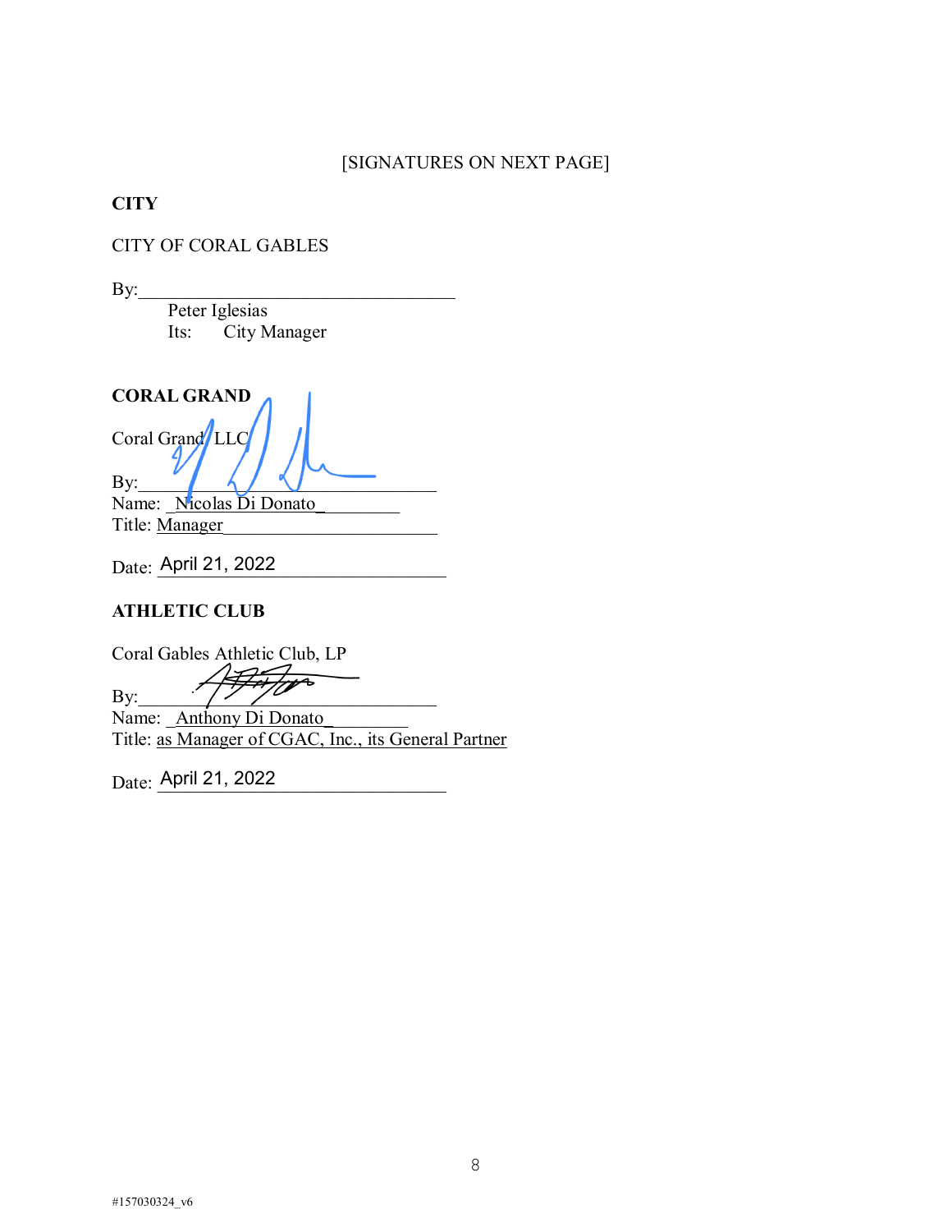[SIGNATURES ON NEXT PAGE]

**CITY**

CITY OF CORAL GABLES

By:_________________________________

Peter Iglesias
Its: City Manager

**CORAL GRAND**

Coral Grand, LLC

By:_________________________________

Name: _Nicolas Di Donato_________
Title: Manager_______________________

Date: April 21, 2022

**ATHLETIC CLUB**

Coral Gables Athletic Club, LP

By:_________________________________

Name: _Anthony Di Donato_________
Title: as Manager of CGAC, Inc., its General Partner

Date: April 21, 2022

#157030324_v6